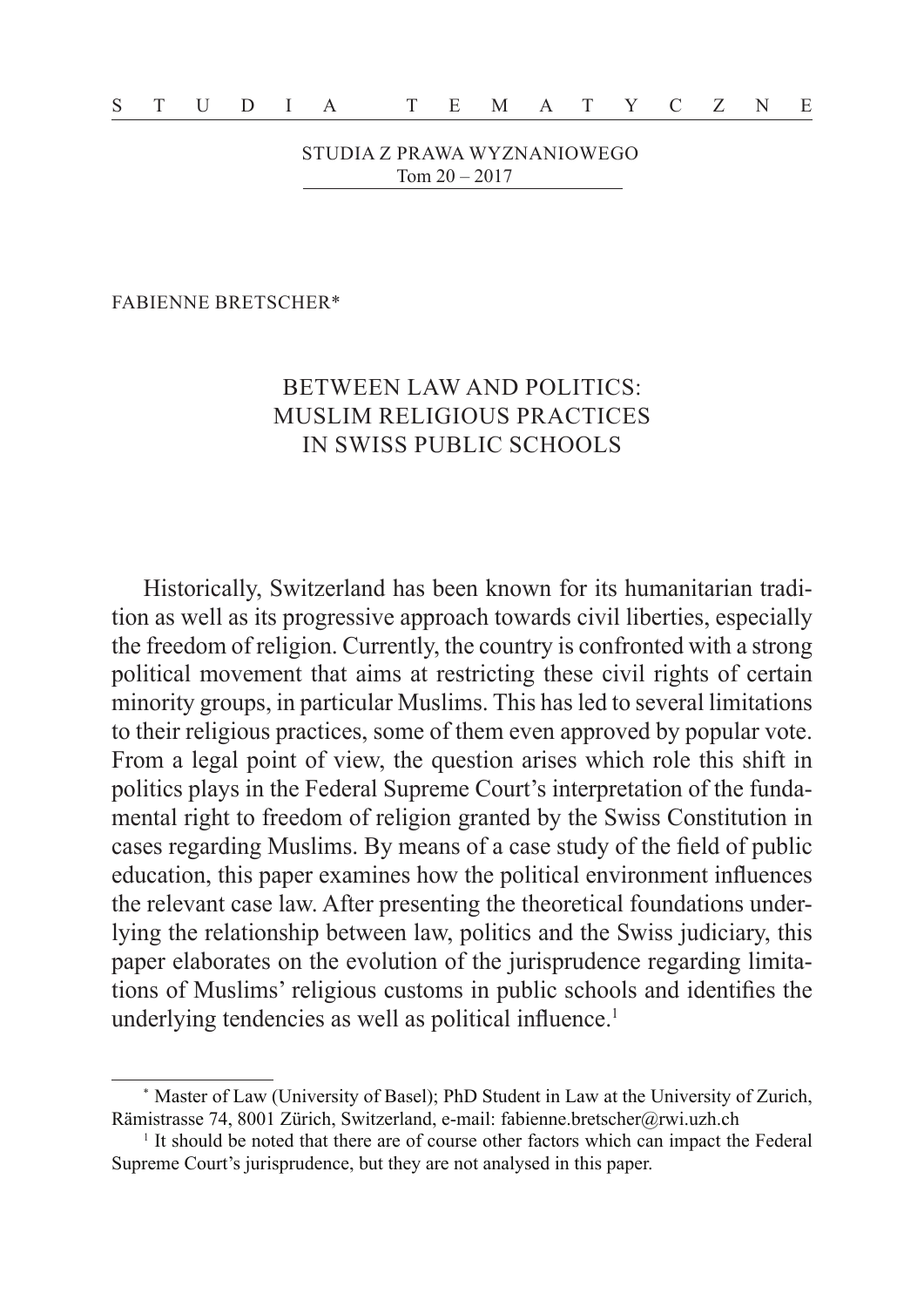FABIENNE BRETSCHER*

# BETWEEN LAW AND POLITICS: MUSLIM RELIGIOUS PRACTICES IN SWISS PUBLIC SCHOOLS

Historically, Switzerland has been known for its humanitarian tradition as well as its progressive approach towards civil liberties, especially the freedom of religion. Currently, the country is confronted with a strong political movement that aims at restricting these civil rights of certain minority groups, in particular Muslims. This has led to several limitations to their religious practices, some of them even approved by popular vote. From a legal point of view, the question arises which role this shift in politics plays in the Federal Supreme Court's interpretation of the fundamental right to freedom of religion granted by the Swiss Constitution in cases regarding Muslims. By means of a case study of the field of public education, this paper examines how the political environment influences the relevant case law. After presenting the theoretical foundations underlying the relationship between law, politics and the Swiss judiciary, this paper elaborates on the evolution of the jurisprudence regarding limitations of Muslims' religious customs in public schools and identifies the underlying tendencies as well as political influence.[1]

---

\* Master of Law (University of Basel); PhD Student in Law at the University of Zurich, Rämistrasse 74, 8001 Zürich, Switzerland, e-mail: fabienne.bretscher@rwi.uzh.ch

[1] It should be noted that there are of course other factors which can impact the Federal Supreme Court's jurisprudence, but they are not analysed in this paper.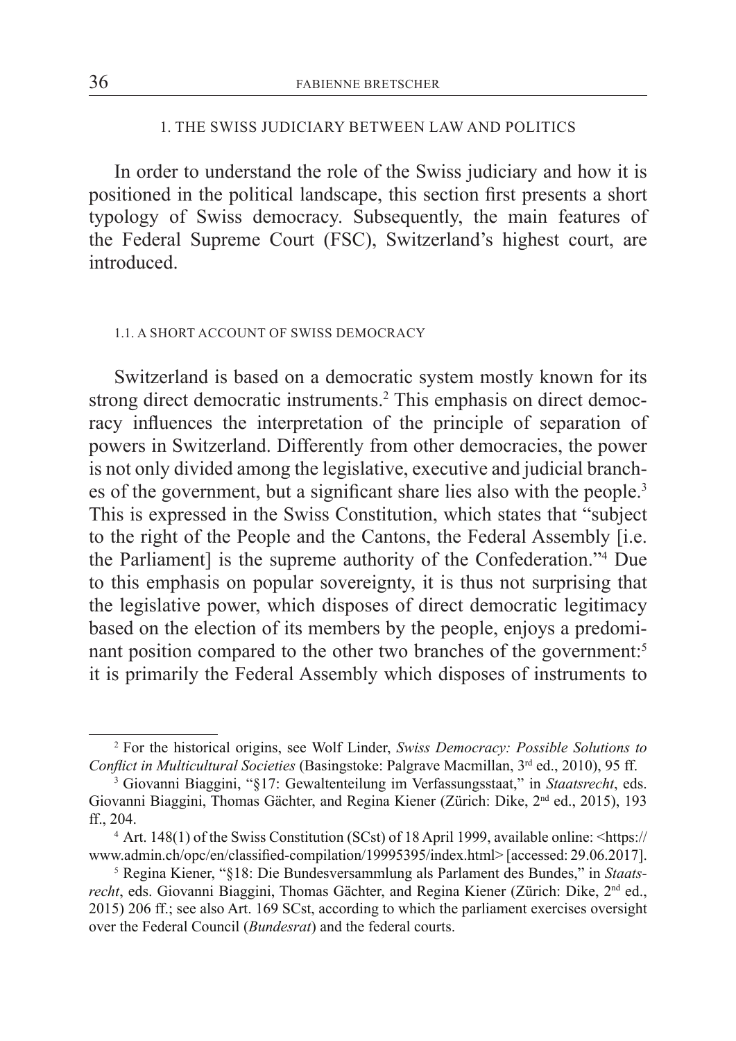## 1. THE SWISS JUDICIARY BETWEEN LAW AND POLITICS

In order to understand the role of the Swiss judiciary and how it is positioned in the political landscape, this section first presents a short typology of Swiss democracy. Subsequently, the main features of the Federal Supreme Court (FSC), Switzerland's highest court, are introduced.

### 1.1. A SHORT ACCOUNT OF SWISS DEMOCRACY

Switzerland is based on a democratic system mostly known for its strong direct democratic instruments.[2] This emphasis on direct democracy influences the interpretation of the principle of separation of powers in Switzerland. Differently from other democracies, the power is not only divided among the legislative, executive and judicial branches of the government, but a significant share lies also with the people.[3] This is expressed in the Swiss Constitution, which states that "subject to the right of the People and the Cantons, the Federal Assembly [i.e. the Parliament] is the supreme authority of the Confederation."[4] Due to this emphasis on popular sovereignty, it is thus not surprising that the legislative power, which disposes of direct democratic legitimacy based on the election of its members by the people, enjoys a predominant position compared to the other two branches of the government:[5] it is primarily the Federal Assembly which disposes of instruments to

---

[2] For the historical origins, see Wolf Linder, *Swiss Democracy: Possible Solutions to Conflict in Multicultural Societies* (Basingstoke: Palgrave Macmillan, 3rd ed., 2010), 95 ff.

[3] Giovanni Biaggini, "§17: Gewaltenteilung im Verfassungsstaat," in *Staatsrecht*, eds. Giovanni Biaggini, Thomas Gächter, and Regina Kiener (Zürich: Dike, 2nd ed., 2015), 193 ff., 204.

[4] Art. 148(1) of the Swiss Constitution (SCst) of 18 April 1999, available online: <https://www.admin.ch/opc/en/classified-compilation/19995395/index.html> [accessed: 29.06.2017].

[5] Regina Kiener, "§18: Die Bundesversammlung als Parlament des Bundes," in *Staatsrecht*, eds. Giovanni Biaggini, Thomas Gächter, and Regina Kiener (Zürich: Dike, 2nd ed., 2015) 206 ff.; see also Art. 169 SCst, according to which the parliament exercises oversight over the Federal Council (*Bundesrat*) and the federal courts.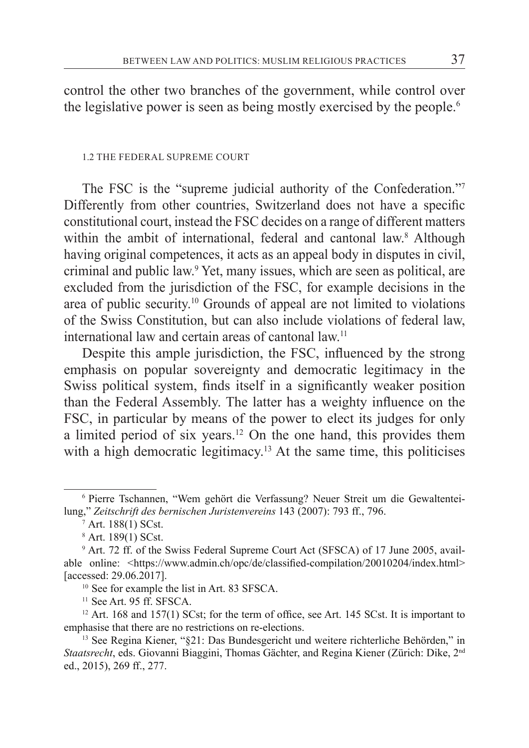control the other two branches of the government, while control over the legislative power is seen as being mostly exercised by the people.[6]

### 1.2 The Federal Supreme Court

The FSC is the "supreme judicial authority of the Confederation."[7] Differently from other countries, Switzerland does not have a specific constitutional court, instead the FSC decides on a range of different matters within the ambit of international, federal and cantonal law.[8] Although having original competences, it acts as an appeal body in disputes in civil, criminal and public law.[9] Yet, many issues, which are seen as political, are excluded from the jurisdiction of the FSC, for example decisions in the area of public security.[10] Grounds of appeal are not limited to violations of the Swiss Constitution, but can also include violations of federal law, international law and certain areas of cantonal law.[11]

Despite this ample jurisdiction, the FSC, influenced by the strong emphasis on popular sovereignty and democratic legitimacy in the Swiss political system, finds itself in a significantly weaker position than the Federal Assembly. The latter has a weighty influence on the FSC, in particular by means of the power to elect its judges for only a limited period of six years.[12] On the one hand, this provides them with a high democratic legitimacy.[13] At the same time, this politicises

---

[6] Pierre Tschannen, "Wem gehört die Verfassung? Neuer Streit um die Gewaltenteilung," *Zeitschrift des bernischen Juristenvereins* 143 (2007): 793 ff., 796.

[7] Art. 188(1) SCst.

[8] Art. 189(1) SCst.

[9] Art. 72 ff. of the Swiss Federal Supreme Court Act (SFSCA) of 17 June 2005, available online: <https://www.admin.ch/opc/de/classified-compilation/20010204/index.html> [accessed: 29.06.2017].

[10] See for example the list in Art. 83 SFSCA.

[11] See Art. 95 ff. SFSCA.

[12] Art. 168 and 157(1) SCst; for the term of office, see Art. 145 SCst. It is important to emphasise that there are no restrictions on re-elections.

[13] See Regina Kiener, "§21: Das Bundesgericht und weitere richterliche Behörden," in *Staatsrecht*, eds. Giovanni Biaggini, Thomas Gächter, and Regina Kiener (Zürich: Dike, 2nd ed., 2015), 269 ff., 277.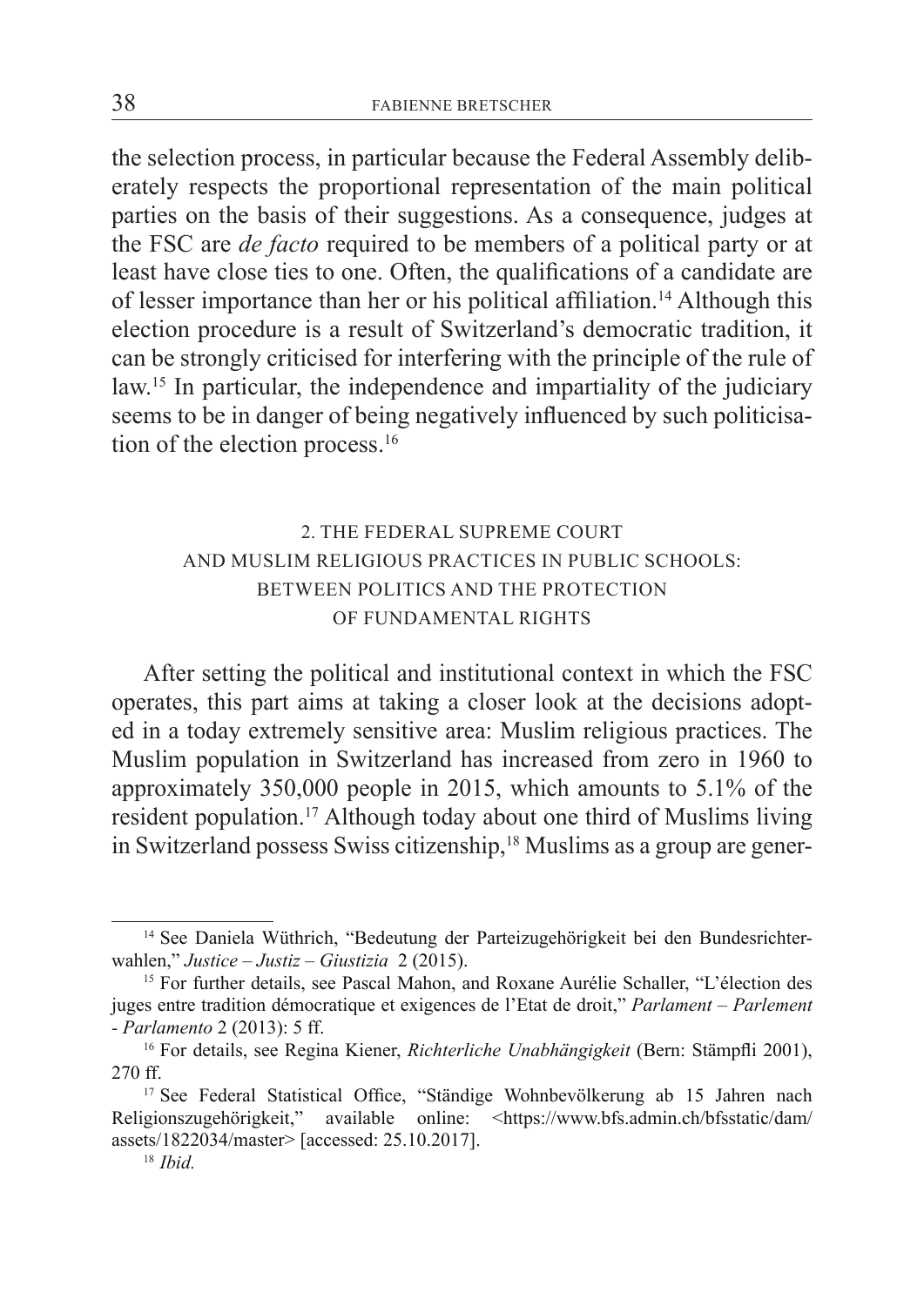the selection process, in particular because the Federal Assembly deliberately respects the proportional representation of the main political parties on the basis of their suggestions. As a consequence, judges at the FSC are *de facto* required to be members of a political party or at least have close ties to one. Often, the qualifications of a candidate are of lesser importance than her or his political affiliation.[14] Although this election procedure is a result of Switzerland's democratic tradition, it can be strongly criticised for interfering with the principle of the rule of law.[15] In particular, the independence and impartiality of the judiciary seems to be in danger of being negatively influenced by such politicisation of the election process.[16]

## 2. THE FEDERAL SUPREME COURT AND MUSLIM RELIGIOUS PRACTICES IN PUBLIC SCHOOLS: BETWEEN POLITICS AND THE PROTECTION OF FUNDAMENTAL RIGHTS

After setting the political and institutional context in which the FSC operates, this part aims at taking a closer look at the decisions adopted in a today extremely sensitive area: Muslim religious practices. The Muslim population in Switzerland has increased from zero in 1960 to approximately 350,000 people in 2015, which amounts to 5.1% of the resident population.[17] Although today about one third of Muslims living in Switzerland possess Swiss citizenship,[18] Muslims as a group are gener-

---

[14] See Daniela Wüthrich, "Bedeutung der Parteizugehörigkeit bei den Bundesrichterwahlen," *Justice – Justiz – Giustizia* 2 (2015).

[15] For further details, see Pascal Mahon, and Roxane Aurélie Schaller, "L'élection des juges entre tradition démocratique et exigences de l'Etat de droit," *Parlament – Parlement - Parlamento* 2 (2013): 5 ff.

[16] For details, see Regina Kiener, *Richterliche Unabhängigkeit* (Bern: Stämpfli 2001), 270 ff.

[17] See Federal Statistical Office, "Ständige Wohnbevölkerung ab 15 Jahren nach Religionszugehörigkeit," available online: <https://www.bfs.admin.ch/bfsstatic/dam/assets/1822034/master> [accessed: 25.10.2017].

[18] *Ibid.*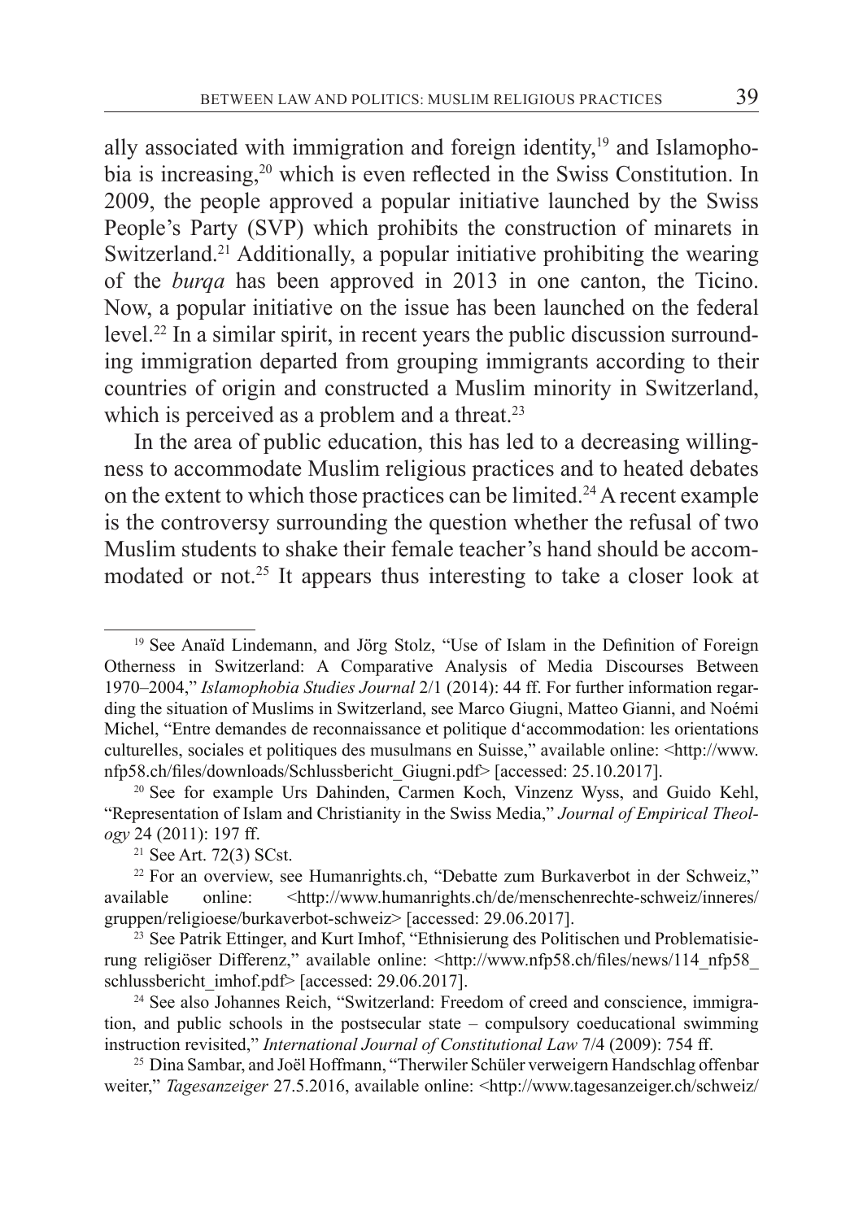ally associated with immigration and foreign identity,[19] and Islamophobia is increasing,[20] which is even reflected in the Swiss Constitution. In 2009, the people approved a popular initiative launched by the Swiss People's Party (SVP) which prohibits the construction of minarets in Switzerland.[21] Additionally, a popular initiative prohibiting the wearing of the *burqa* has been approved in 2013 in one canton, the Ticino. Now, a popular initiative on the issue has been launched on the federal level.[22] In a similar spirit, in recent years the public discussion surrounding immigration departed from grouping immigrants according to their countries of origin and constructed a Muslim minority in Switzerland, which is perceived as a problem and a threat.[23]

In the area of public education, this has led to a decreasing willingness to accommodate Muslim religious practices and to heated debates on the extent to which those practices can be limited.[24] A recent example is the controversy surrounding the question whether the refusal of two Muslim students to shake their female teacher's hand should be accommodated or not.[25] It appears thus interesting to take a closer look at

---

[19] See Anaïd Lindemann, and Jörg Stolz, "Use of Islam in the Definition of Foreign Otherness in Switzerland: A Comparative Analysis of Media Discourses Between 1970–2004," *Islamophobia Studies Journal* 2/1 (2014): 44 ff. For further information regarding the situation of Muslims in Switzerland, see Marco Giugni, Matteo Gianni, and Noémi Michel, "Entre demandes de reconnaissance et politique d'accommodation: les orientations culturelles, sociales et politiques des musulmans en Suisse," available online: <http://www.nfp58.ch/files/downloads/Schlussbericht_Giugni.pdf> [accessed: 25.10.2017].

[20] See for example Urs Dahinden, Carmen Koch, Vinzenz Wyss, and Guido Kehl, "Representation of Islam and Christianity in the Swiss Media," *Journal of Empirical Theology* 24 (2011): 197 ff.

[21] See Art. 72(3) SCst.

[22] For an overview, see Humanrights.ch, "Debatte zum Burkaverbot in der Schweiz," available online: <http://www.humanrights.ch/de/menschenrechte-schweiz/inneres/gruppen/religioese/burkaverbot-schweiz> [accessed: 29.06.2017].

[23] See Patrik Ettinger, and Kurt Imhof, "Ethnisierung des Politischen und Problematisierung religiöser Differenz," available online: <http://www.nfp58.ch/files/news/114_nfp58_schlussbericht_imhof.pdf> [accessed: 29.06.2017].

[24] See also Johannes Reich, "Switzerland: Freedom of creed and conscience, immigration, and public schools in the postsecular state – compulsory coeducational swimming instruction revisited," *International Journal of Constitutional Law* 7/4 (2009): 754 ff.

[25] Dina Sambar, and Joël Hoffmann, "Therwiler Schüler verweigern Handschlag offenbar weiter," *Tagesanzeiger* 27.5.2016, available online: <http://www.tagesanzeiger.ch/schweiz/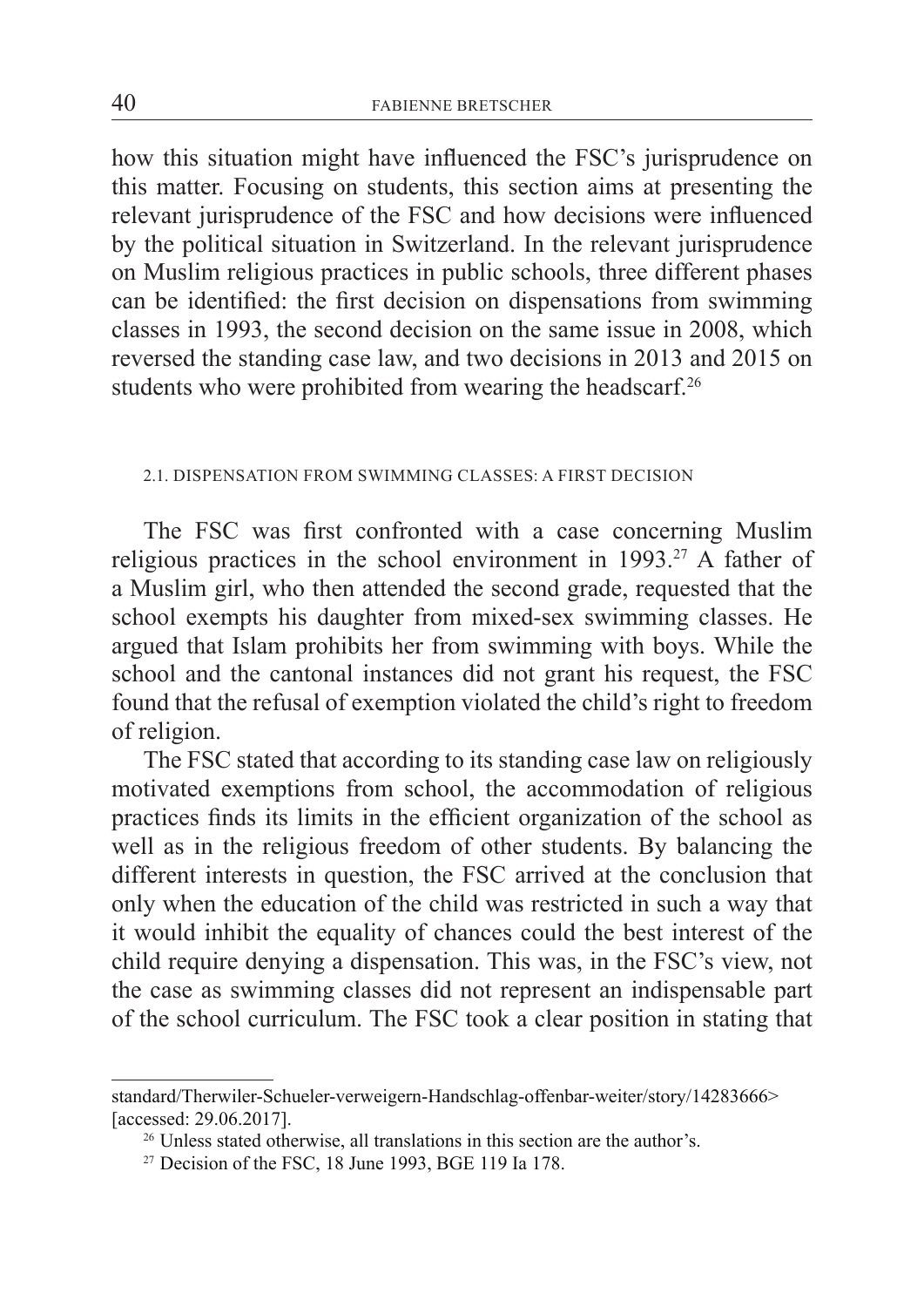how this situation might have influenced the FSC's jurisprudence on this matter. Focusing on students, this section aims at presenting the relevant jurisprudence of the FSC and how decisions were influenced by the political situation in Switzerland. In the relevant jurisprudence on Muslim religious practices in public schools, three different phases can be identified: the first decision on dispensations from swimming classes in 1993, the second decision on the same issue in 2008, which reversed the standing case law, and two decisions in 2013 and 2015 on students who were prohibited from wearing the headscarf.[26]

### 2.1. DISPENSATION FROM SWIMMING CLASSES: A FIRST DECISION

The FSC was first confronted with a case concerning Muslim religious practices in the school environment in 1993.[27] A father of a Muslim girl, who then attended the second grade, requested that the school exempts his daughter from mixed-sex swimming classes. He argued that Islam prohibits her from swimming with boys. While the school and the cantonal instances did not grant his request, the FSC found that the refusal of exemption violated the child's right to freedom of religion.

The FSC stated that according to its standing case law on religiously motivated exemptions from school, the accommodation of religious practices finds its limits in the efficient organization of the school as well as in the religious freedom of other students. By balancing the different interests in question, the FSC arrived at the conclusion that only when the education of the child was restricted in such a way that it would inhibit the equality of chances could the best interest of the child require denying a dispensation. This was, in the FSC's view, not the case as swimming classes did not represent an indispensable part of the school curriculum. The FSC took a clear position in stating that

---

standard/Therwiler-Schueler-verweigern-Handschlag-offenbar-weiter/story/14283666> [accessed: 29.06.2017].

[26] Unless stated otherwise, all translations in this section are the author's.

[27] Decision of the FSC, 18 June 1993, BGE 119 Ia 178.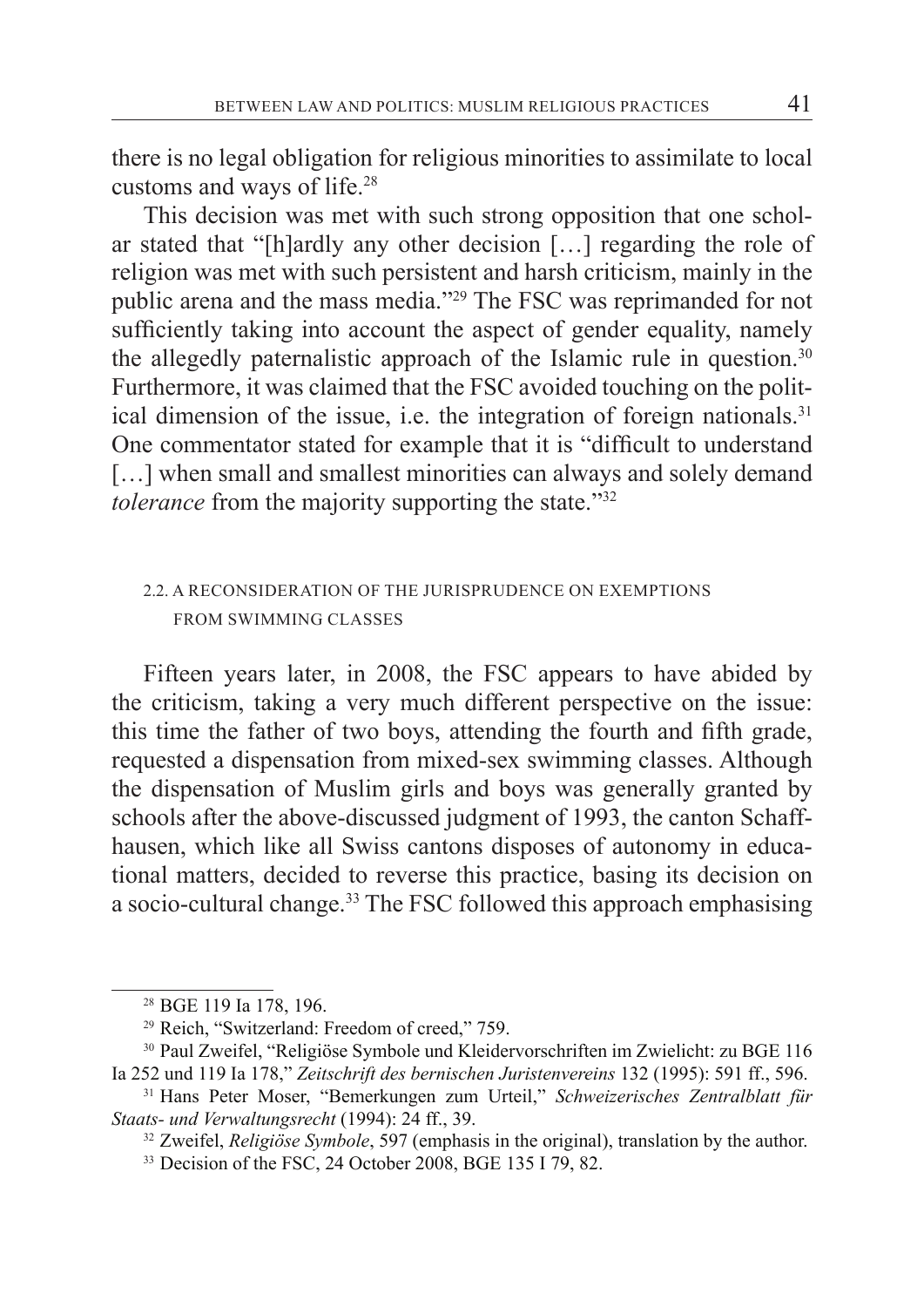there is no legal obligation for religious minorities to assimilate to local customs and ways of life.[28]

This decision was met with such strong opposition that one scholar stated that "[h]ardly any other decision […] regarding the role of religion was met with such persistent and harsh criticism, mainly in the public arena and the mass media."[29] The FSC was reprimanded for not sufficiently taking into account the aspect of gender equality, namely the allegedly paternalistic approach of the Islamic rule in question.[30] Furthermore, it was claimed that the FSC avoided touching on the political dimension of the issue, i.e. the integration of foreign nationals.[31] One commentator stated for example that it is "difficult to understand […] when small and smallest minorities can always and solely demand *tolerance* from the majority supporting the state."[32]

### 2.2. A RECONSIDERATION OF THE JURISPRUDENCE ON EXEMPTIONS FROM SWIMMING CLASSES

Fifteen years later, in 2008, the FSC appears to have abided by the criticism, taking a very much different perspective on the issue: this time the father of two boys, attending the fourth and fifth grade, requested a dispensation from mixed-sex swimming classes. Although the dispensation of Muslim girls and boys was generally granted by schools after the above-discussed judgment of 1993, the canton Schaffhausen, which like all Swiss cantons disposes of autonomy in educational matters, decided to reverse this practice, basing its decision on a socio-cultural change.[33] The FSC followed this approach emphasising

---

[28] BGE 119 Ia 178, 196.

[29] Reich, "Switzerland: Freedom of creed," 759.

[30] Paul Zweifel, "Religiöse Symbole und Kleidervorschriften im Zwielicht: zu BGE 116 Ia 252 und 119 Ia 178," *Zeitschrift des bernischen Juristenvereins* 132 (1995): 591 ff., 596.

[31] Hans Peter Moser, "Bemerkungen zum Urteil," *Schweizerisches Zentralblatt für Staats- und Verwaltungsrecht* (1994): 24 ff., 39.

[32] Zweifel, *Religiöse Symbole*, 597 (emphasis in the original), translation by the author.

[33] Decision of the FSC, 24 October 2008, BGE 135 I 79, 82.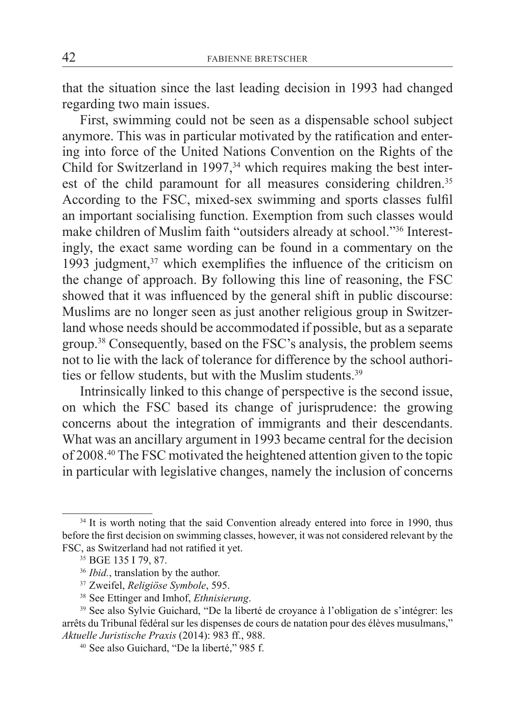that the situation since the last leading decision in 1993 had changed regarding two main issues.

First, swimming could not be seen as a dispensable school subject anymore. This was in particular motivated by the ratification and entering into force of the United Nations Convention on the Rights of the Child for Switzerland in 1997,[34] which requires making the best interest of the child paramount for all measures considering children.[35] According to the FSC, mixed-sex swimming and sports classes fulfil an important socialising function. Exemption from such classes would make children of Muslim faith "outsiders already at school."[36] Interestingly, the exact same wording can be found in a commentary on the 1993 judgment,[37] which exemplifies the influence of the criticism on the change of approach. By following this line of reasoning, the FSC showed that it was influenced by the general shift in public discourse: Muslims are no longer seen as just another religious group in Switzerland whose needs should be accommodated if possible, but as a separate group.[38] Consequently, based on the FSC's analysis, the problem seems not to lie with the lack of tolerance for difference by the school authorities or fellow students, but with the Muslim students.[39]

Intrinsically linked to this change of perspective is the second issue, on which the FSC based its change of jurisprudence: the growing concerns about the integration of immigrants and their descendants. What was an ancillary argument in 1993 became central for the decision of 2008.[40] The FSC motivated the heightened attention given to the topic in particular with legislative changes, namely the inclusion of concerns

---

[34] It is worth noting that the said Convention already entered into force in 1990, thus before the first decision on swimming classes, however, it was not considered relevant by the FSC, as Switzerland had not ratified it yet.

[35] BGE 135 I 79, 87.

[36] *Ibid.*, translation by the author.

[37] Zweifel, *Religiöse Symbole*, 595.

[38] See Ettinger and Imhof, *Ethnisierung*.

[39] See also Sylvie Guichard, "De la liberté de croyance à l'obligation de s'intégrer: les arrêts du Tribunal fédéral sur les dispenses de cours de natation pour des élèves musulmans," *Aktuelle Juristische Praxis* (2014): 983 ff., 988.

[40] See also Guichard, "De la liberté," 985 f.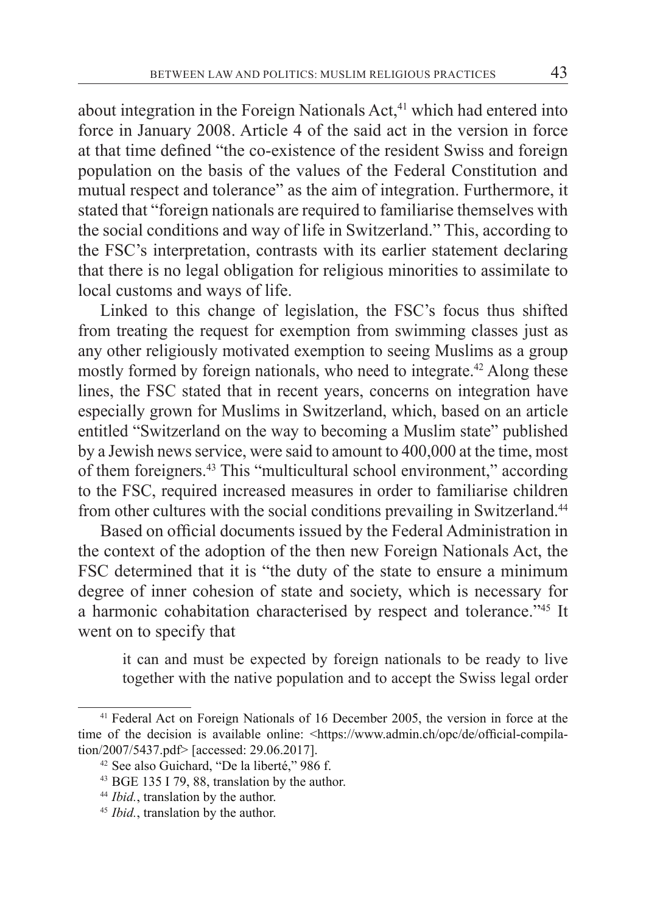about integration in the Foreign Nationals Act,[41] which had entered into force in January 2008. Article 4 of the said act in the version in force at that time defined "the co-existence of the resident Swiss and foreign population on the basis of the values of the Federal Constitution and mutual respect and tolerance" as the aim of integration. Furthermore, it stated that "foreign nationals are required to familiarise themselves with the social conditions and way of life in Switzerland." This, according to the FSC's interpretation, contrasts with its earlier statement declaring that there is no legal obligation for religious minorities to assimilate to local customs and ways of life.

Linked to this change of legislation, the FSC's focus thus shifted from treating the request for exemption from swimming classes just as any other religiously motivated exemption to seeing Muslims as a group mostly formed by foreign nationals, who need to integrate.[42] Along these lines, the FSC stated that in recent years, concerns on integration have especially grown for Muslims in Switzerland, which, based on an article entitled "Switzerland on the way to becoming a Muslim state" published by a Jewish news service, were said to amount to 400,000 at the time, most of them foreigners.[43] This "multicultural school environment," according to the FSC, required increased measures in order to familiarise children from other cultures with the social conditions prevailing in Switzerland.[44]

Based on official documents issued by the Federal Administration in the context of the adoption of the then new Foreign Nationals Act, the FSC determined that it is "the duty of the state to ensure a minimum degree of inner cohesion of state and society, which is necessary for a harmonic cohabitation characterised by respect and tolerance."[45] It went on to specify that

> it can and must be expected by foreign nationals to be ready to live together with the native population and to accept the Swiss legal order

---

[41] Federal Act on Foreign Nationals of 16 December 2005, the version in force at the time of the decision is available online: <https://www.admin.ch/opc/de/official-compilation/2007/5437.pdf> [accessed: 29.06.2017].

[42] See also Guichard, "De la liberté," 986 f.

[43] BGE 135 I 79, 88, translation by the author.

[44] *Ibid.*, translation by the author.

[45] *Ibid.*, translation by the author.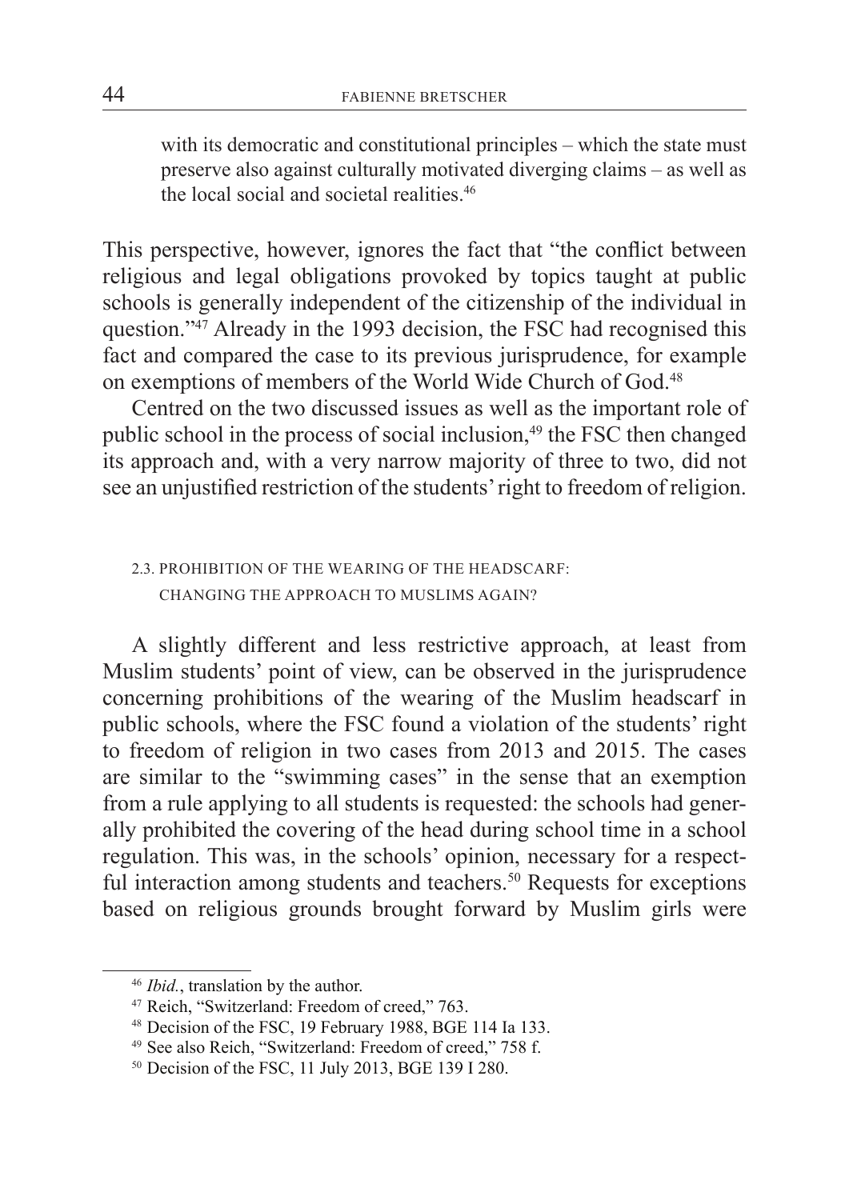with its democratic and constitutional principles – which the state must preserve also against culturally motivated diverging claims – as well as the local social and societal realities.[46]

This perspective, however, ignores the fact that "the conflict between religious and legal obligations provoked by topics taught at public schools is generally independent of the citizenship of the individual in question."[47] Already in the 1993 decision, the FSC had recognised this fact and compared the case to its previous jurisprudence, for example on exemptions of members of the World Wide Church of God.[48]

Centred on the two discussed issues as well as the important role of public school in the process of social inclusion,[49] the FSC then changed its approach and, with a very narrow majority of three to two, did not see an unjustified restriction of the students' right to freedom of religion.

### 2.3. Prohibition of the Wearing of the Headscarf: Changing the Approach to Muslims Again?

A slightly different and less restrictive approach, at least from Muslim students' point of view, can be observed in the jurisprudence concerning prohibitions of the wearing of the Muslim headscarf in public schools, where the FSC found a violation of the students' right to freedom of religion in two cases from 2013 and 2015. The cases are similar to the "swimming cases" in the sense that an exemption from a rule applying to all students is requested: the schools had generally prohibited the covering of the head during school time in a school regulation. This was, in the schools' opinion, necessary for a respectful interaction among students and teachers.[50] Requests for exceptions based on religious grounds brought forward by Muslim girls were

---

[46] *Ibid.*, translation by the author.

[47] Reich, "Switzerland: Freedom of creed," 763.

[48] Decision of the FSC, 19 February 1988, BGE 114 Ia 133.

[49] See also Reich, "Switzerland: Freedom of creed," 758 f.

[50] Decision of the FSC, 11 July 2013, BGE 139 I 280.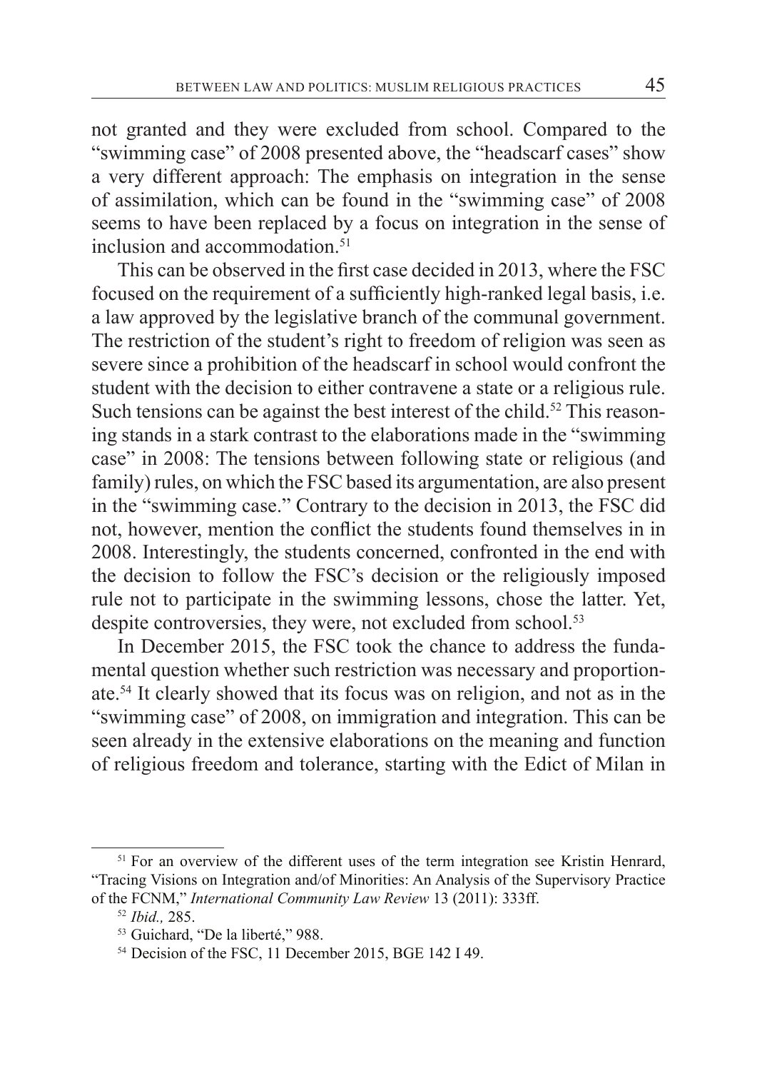not granted and they were excluded from school. Compared to the "swimming case" of 2008 presented above, the "headscarf cases" show a very different approach: The emphasis on integration in the sense of assimilation, which can be found in the "swimming case" of 2008 seems to have been replaced by a focus on integration in the sense of inclusion and accommodation.[51]

This can be observed in the first case decided in 2013, where the FSC focused on the requirement of a sufficiently high-ranked legal basis, i.e. a law approved by the legislative branch of the communal government. The restriction of the student's right to freedom of religion was seen as severe since a prohibition of the headscarf in school would confront the student with the decision to either contravene a state or a religious rule. Such tensions can be against the best interest of the child.[52] This reasoning stands in a stark contrast to the elaborations made in the "swimming case" in 2008: The tensions between following state or religious (and family) rules, on which the FSC based its argumentation, are also present in the "swimming case." Contrary to the decision in 2013, the FSC did not, however, mention the conflict the students found themselves in in 2008. Interestingly, the students concerned, confronted in the end with the decision to follow the FSC's decision or the religiously imposed rule not to participate in the swimming lessons, chose the latter. Yet, despite controversies, they were, not excluded from school.[53]

In December 2015, the FSC took the chance to address the fundamental question whether such restriction was necessary and proportionate.[54] It clearly showed that its focus was on religion, and not as in the "swimming case" of 2008, on immigration and integration. This can be seen already in the extensive elaborations on the meaning and function of religious freedom and tolerance, starting with the Edict of Milan in

---

[51] For an overview of the different uses of the term integration see Kristin Henrard, "Tracing Visions on Integration and/of Minorities: An Analysis of the Supervisory Practice of the FCNM," *International Community Law Review* 13 (2011): 333ff.

[52] *Ibid.,* 285.

[53] Guichard, "De la liberté," 988.

[54] Decision of the FSC, 11 December 2015, BGE 142 I 49.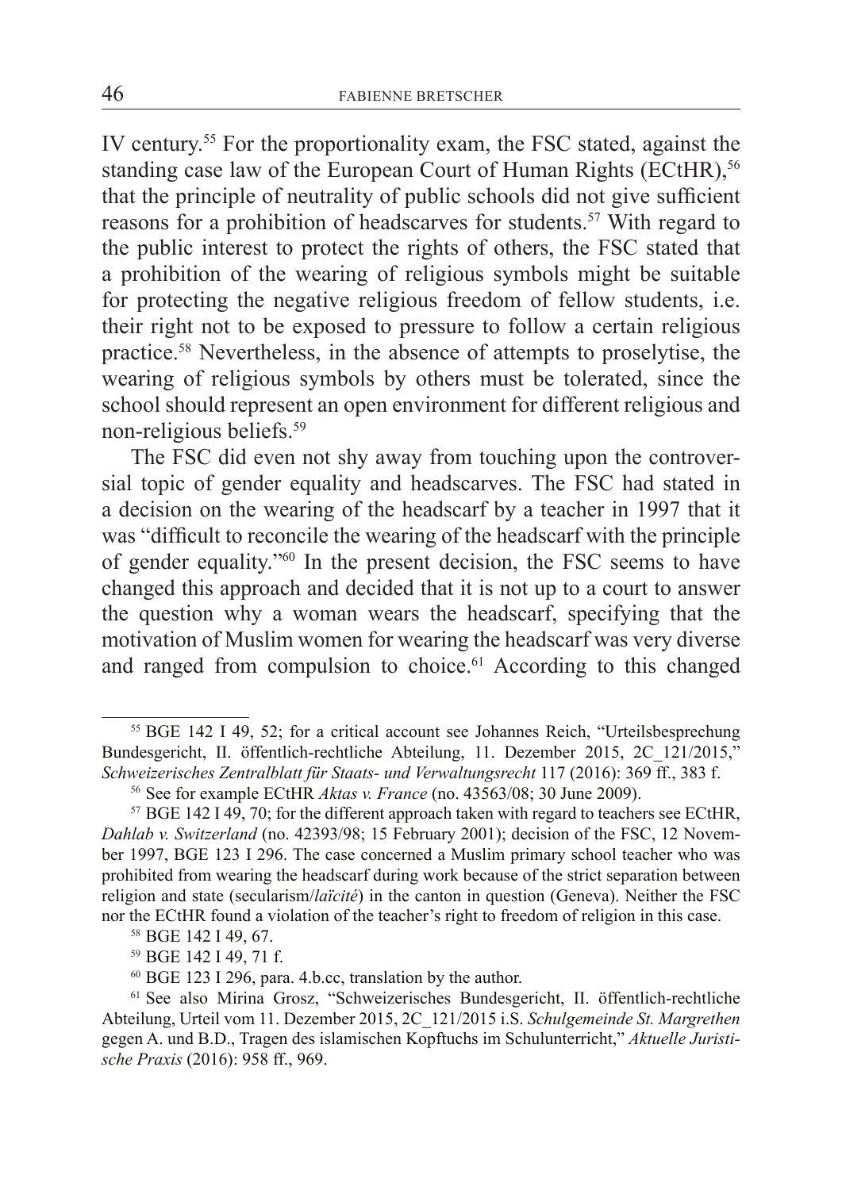IV century.[55] For the proportionality exam, the FSC stated, against the standing case law of the European Court of Human Rights (ECtHR),[56] that the principle of neutrality of public schools did not give sufficient reasons for a prohibition of headscarves for students.[57] With regard to the public interest to protect the rights of others, the FSC stated that a prohibition of the wearing of religious symbols might be suitable for protecting the negative religious freedom of fellow students, i.e. their right not to be exposed to pressure to follow a certain religious practice.[58] Nevertheless, in the absence of attempts to proselytise, the wearing of religious symbols by others must be tolerated, since the school should represent an open environment for different religious and non-religious beliefs.[59]

The FSC did even not shy away from touching upon the controversial topic of gender equality and headscarves. The FSC had stated in a decision on the wearing of the headscarf by a teacher in 1997 that it was "difficult to reconcile the wearing of the headscarf with the principle of gender equality."[60] In the present decision, the FSC seems to have changed this approach and decided that it is not up to a court to answer the question why a woman wears the headscarf, specifying that the motivation of Muslim women for wearing the headscarf was very diverse and ranged from compulsion to choice.[61] According to this changed

---

[55] BGE 142 I 49, 52; for a critical account see Johannes Reich, "Urteilsbesprechung Bundesgericht, II. öffentlich-rechtliche Abteilung, 11. Dezember 2015, 2C_121/2015," *Schweizerisches Zentralblatt für Staats- und Verwaltungsrecht* 117 (2016): 369 ff., 383 f.

[56] See for example ECtHR *Aktas v. France* (no. 43563/08; 30 June 2009).

[57] BGE 142 I 49, 70; for the different approach taken with regard to teachers see ECtHR, *Dahlab v. Switzerland* (no. 42393/98; 15 February 2001); decision of the FSC, 12 November 1997, BGE 123 I 296. The case concerned a Muslim primary school teacher who was prohibited from wearing the headscarf during work because of the strict separation between religion and state (secularism/*laïcité*) in the canton in question (Geneva). Neither the FSC nor the ECtHR found a violation of the teacher's right to freedom of religion in this case.

[58] BGE 142 I 49, 67.

[59] BGE 142 I 49, 71 f.

[60] BGE 123 I 296, para. 4.b.cc, translation by the author.

[61] See also Mirina Grosz, "Schweizerisches Bundesgericht, II. öffentlich-rechtliche Abteilung, Urteil vom 11. Dezember 2015, 2C_121/2015 i.S. *Schulgemeinde St. Margrethen* gegen A. und B.D., Tragen des islamischen Kopftuchs im Schulunterricht," *Aktuelle Juristische Praxis* (2016): 958 ff., 969.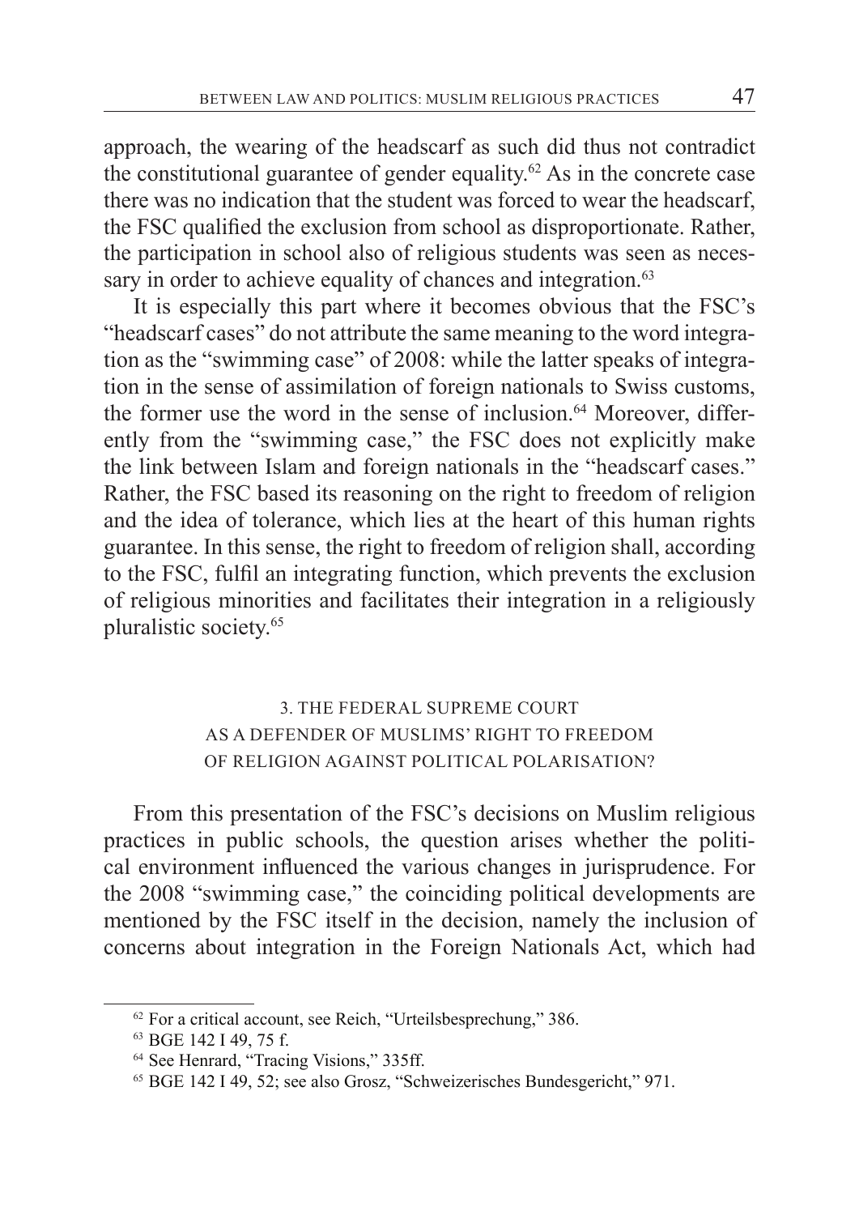approach, the wearing of the headscarf as such did thus not contradict the constitutional guarantee of gender equality.[62] As in the concrete case there was no indication that the student was forced to wear the headscarf, the FSC qualified the exclusion from school as disproportionate. Rather, the participation in school also of religious students was seen as necessary in order to achieve equality of chances and integration.[63]

It is especially this part where it becomes obvious that the FSC's "headscarf cases" do not attribute the same meaning to the word integration as the "swimming case" of 2008: while the latter speaks of integration in the sense of assimilation of foreign nationals to Swiss customs, the former use the word in the sense of inclusion.[64] Moreover, differently from the "swimming case," the FSC does not explicitly make the link between Islam and foreign nationals in the "headscarf cases." Rather, the FSC based its reasoning on the right to freedom of religion and the idea of tolerance, which lies at the heart of this human rights guarantee. In this sense, the right to freedom of religion shall, according to the FSC, fulfil an integrating function, which prevents the exclusion of religious minorities and facilitates their integration in a religiously pluralistic society.[65]

## 3. THE FEDERAL SUPREME COURT AS A DEFENDER OF MUSLIMS' RIGHT TO FREEDOM OF RELIGION AGAINST POLITICAL POLARISATION?

From this presentation of the FSC's decisions on Muslim religious practices in public schools, the question arises whether the political environment influenced the various changes in jurisprudence. For the 2008 "swimming case," the coinciding political developments are mentioned by the FSC itself in the decision, namely the inclusion of concerns about integration in the Foreign Nationals Act, which had

[62] For a critical account, see Reich, "Urteilsbesprechung," 386.

[63] BGE 142 I 49, 75 f.

[64] See Henrard, "Tracing Visions," 335ff.

[65] BGE 142 I 49, 52; see also Grosz, "Schweizerisches Bundesgericht," 971.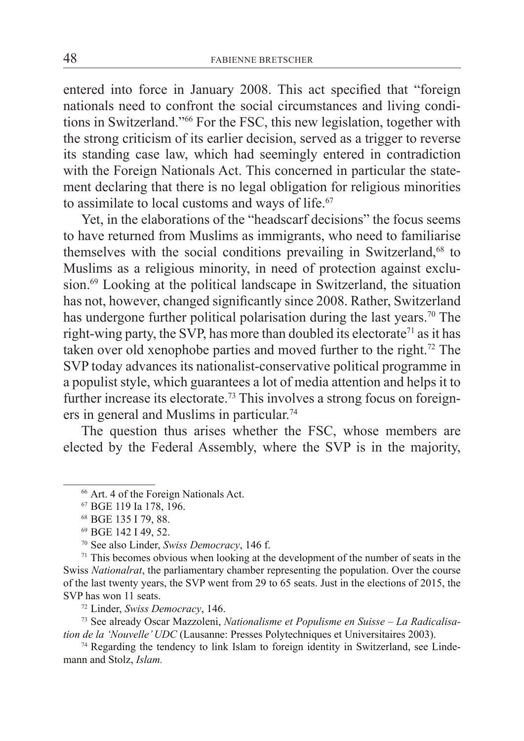entered into force in January 2008. This act specified that "foreign nationals need to confront the social circumstances and living conditions in Switzerland."[66] For the FSC, this new legislation, together with the strong criticism of its earlier decision, served as a trigger to reverse its standing case law, which had seemingly entered in contradiction with the Foreign Nationals Act. This concerned in particular the statement declaring that there is no legal obligation for religious minorities to assimilate to local customs and ways of life.[67]

Yet, in the elaborations of the "headscarf decisions" the focus seems to have returned from Muslims as immigrants, who need to familiarise themselves with the social conditions prevailing in Switzerland,[68] to Muslims as a religious minority, in need of protection against exclusion.[69] Looking at the political landscape in Switzerland, the situation has not, however, changed significantly since 2008. Rather, Switzerland has undergone further political polarisation during the last years.[70] The right-wing party, the SVP, has more than doubled its electorate[71] as it has taken over old xenophobe parties and moved further to the right.[72] The SVP today advances its nationalist-conservative political programme in a populist style, which guarantees a lot of media attention and helps it to further increase its electorate.[73] This involves a strong focus on foreigners in general and Muslims in particular.[74]

The question thus arises whether the FSC, whose members are elected by the Federal Assembly, where the SVP is in the majority,

---

[66] Art. 4 of the Foreign Nationals Act.

[67] BGE 119 Ia 178, 196.

[68] BGE 135 I 79, 88.

[69] BGE 142 I 49, 52.

[70] See also Linder, *Swiss Democracy*, 146 f.

[71] This becomes obvious when looking at the development of the number of seats in the Swiss *Nationalrat*, the parliamentary chamber representing the population. Over the course of the last twenty years, the SVP went from 29 to 65 seats. Just in the elections of 2015, the SVP has won 11 seats.

[72] Linder, *Swiss Democracy*, 146.

[73] See already Oscar Mazzoleni, *Nationalisme et Populisme en Suisse – La Radicalisation de la 'Nouvelle' UDC* (Lausanne: Presses Polytechniques et Universitaires 2003).

[74] Regarding the tendency to link Islam to foreign identity in Switzerland, see Lindemann and Stolz, *Islam.*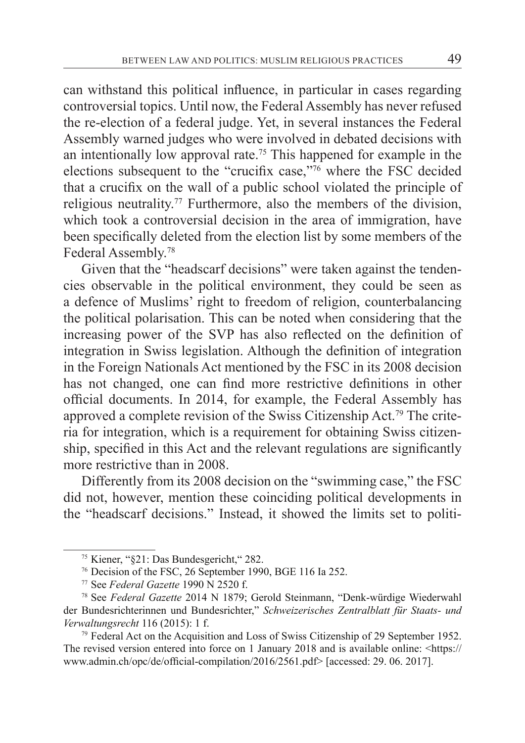can withstand this political influence, in particular in cases regarding controversial topics. Until now, the Federal Assembly has never refused the re-election of a federal judge. Yet, in several instances the Federal Assembly warned judges who were involved in debated decisions with an intentionally low approval rate.[75] This happened for example in the elections subsequent to the "crucifix case,"[76] where the FSC decided that a crucifix on the wall of a public school violated the principle of religious neutrality.[77] Furthermore, also the members of the division, which took a controversial decision in the area of immigration, have been specifically deleted from the election list by some members of the Federal Assembly.[78]

Given that the "headscarf decisions" were taken against the tendencies observable in the political environment, they could be seen as a defence of Muslims' right to freedom of religion, counterbalancing the political polarisation. This can be noted when considering that the increasing power of the SVP has also reflected on the definition of integration in Swiss legislation. Although the definition of integration in the Foreign Nationals Act mentioned by the FSC in its 2008 decision has not changed, one can find more restrictive definitions in other official documents. In 2014, for example, the Federal Assembly has approved a complete revision of the Swiss Citizenship Act.[79] The criteria for integration, which is a requirement for obtaining Swiss citizenship, specified in this Act and the relevant regulations are significantly more restrictive than in 2008.

Differently from its 2008 decision on the "swimming case," the FSC did not, however, mention these coinciding political developments in the "headscarf decisions." Instead, it showed the limits set to politi-

---

[75] Kiener, "§21: Das Bundesgericht," 282.

[76] Decision of the FSC, 26 September 1990, BGE 116 Ia 252.

[77] See *Federal Gazette* 1990 N 2520 f.

[78] See *Federal Gazette* 2014 N 1879; Gerold Steinmann, "Denk-würdige Wiederwahl der Bundesrichterinnen und Bundesrichter," *Schweizerisches Zentralblatt für Staats- und Verwaltungsrecht* 116 (2015): 1 f.

[79] Federal Act on the Acquisition and Loss of Swiss Citizenship of 29 September 1952. The revised version entered into force on 1 January 2018 and is available online: <https://www.admin.ch/opc/de/official-compilation/2016/2561.pdf> [accessed: 29. 06. 2017].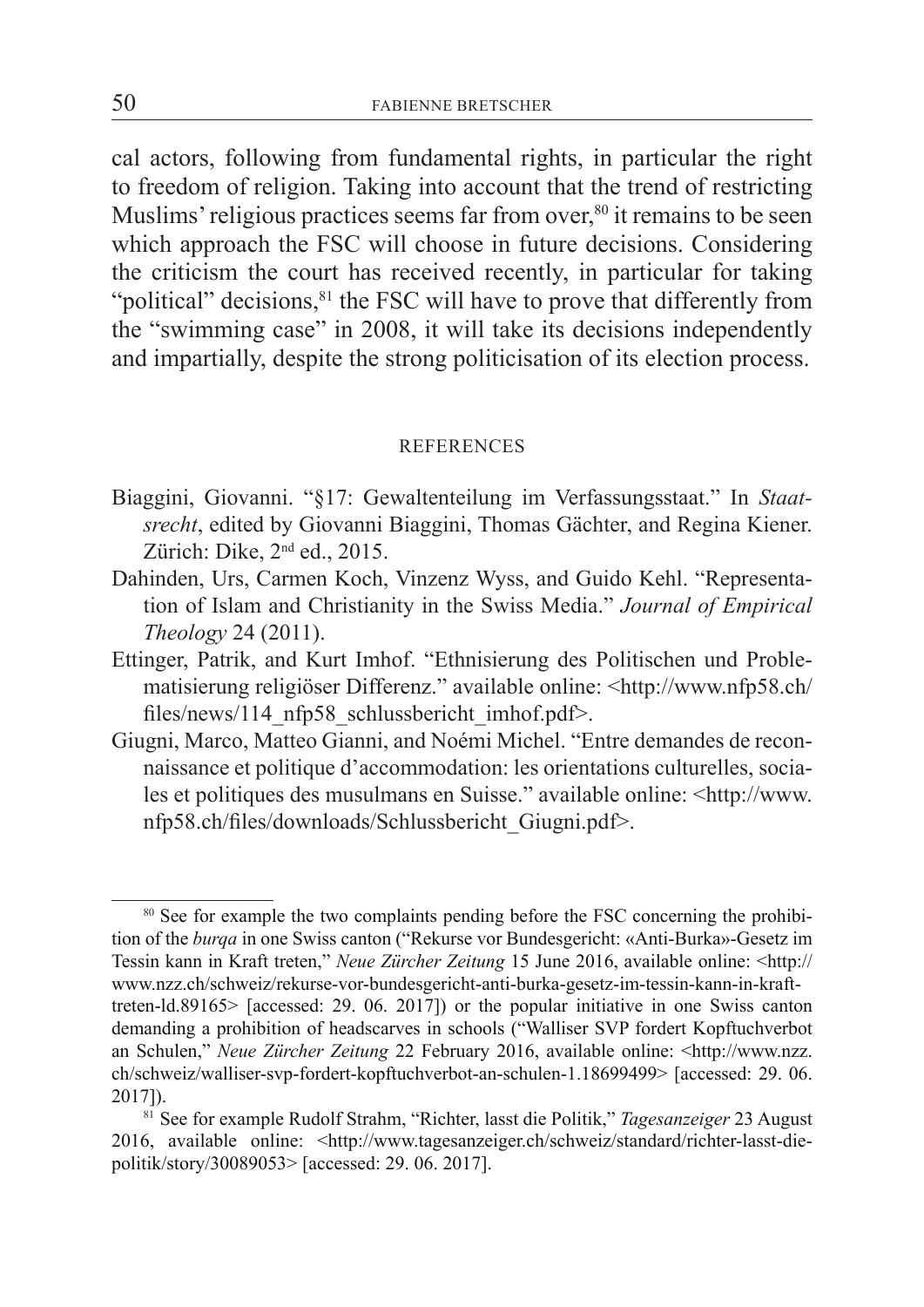cal actors, following from fundamental rights, in particular the right to freedom of religion. Taking into account that the trend of restricting Muslims' religious practices seems far from over,[80] it remains to be seen which approach the FSC will choose in future decisions. Considering the criticism the court has received recently, in particular for taking "political" decisions,[81] the FSC will have to prove that differently from the "swimming case" in 2008, it will take its decisions independently and impartially, despite the strong politicisation of its election process.

## REFERENCES

Biaggini, Giovanni. "§17: Gewaltenteilung im Verfassungsstaat." In *Staatsrecht*, edited by Giovanni Biaggini, Thomas Gächter, and Regina Kiener. Zürich: Dike, 2nd ed., 2015.

Dahinden, Urs, Carmen Koch, Vinzenz Wyss, and Guido Kehl. "Representation of Islam and Christianity in the Swiss Media." *Journal of Empirical Theology* 24 (2011).

Ettinger, Patrik, and Kurt Imhof. "Ethnisierung des Politischen und Problematisierung religiöser Differenz." available online: <http://www.nfp58.ch/files/news/114_nfp58_schlussbericht_imhof.pdf>.

Giugni, Marco, Matteo Gianni, and Noémi Michel. "Entre demandes de reconnaissance et politique d'accommodation: les orientations culturelles, sociales et politiques des musulmans en Suisse." available online: <http://www.nfp58.ch/files/downloads/Schlussbericht_Giugni.pdf>.

---

[80] See for example the two complaints pending before the FSC concerning the prohibition of the *burqa* in one Swiss canton ("Rekurse vor Bundesgericht: «Anti-Burka»-Gesetz im Tessin kann in Kraft treten," *Neue Zürcher Zeitung* 15 June 2016, available online: <http://www.nzz.ch/schweiz/rekurse-vor-bundesgericht-anti-burka-gesetz-im-tessin-kann-in-kraft-treten-ld.89165> [accessed: 29. 06. 2017]) or the popular initiative in one Swiss canton demanding a prohibition of headscarves in schools ("Walliser SVP fordert Kopftuchverbot an Schulen," *Neue Zürcher Zeitung* 22 February 2016, available online: <http://www.nzz.ch/schweiz/walliser-svp-fordert-kopftuchverbot-an-schulen-1.18699499> [accessed: 29. 06. 2017]).

[81] See for example Rudolf Strahm, "Richter, lasst die Politik," *Tagesanzeiger* 23 August 2016, available online: <http://www.tagesanzeiger.ch/schweiz/standard/richter-lasst-die-politik/story/30089053> [accessed: 29. 06. 2017].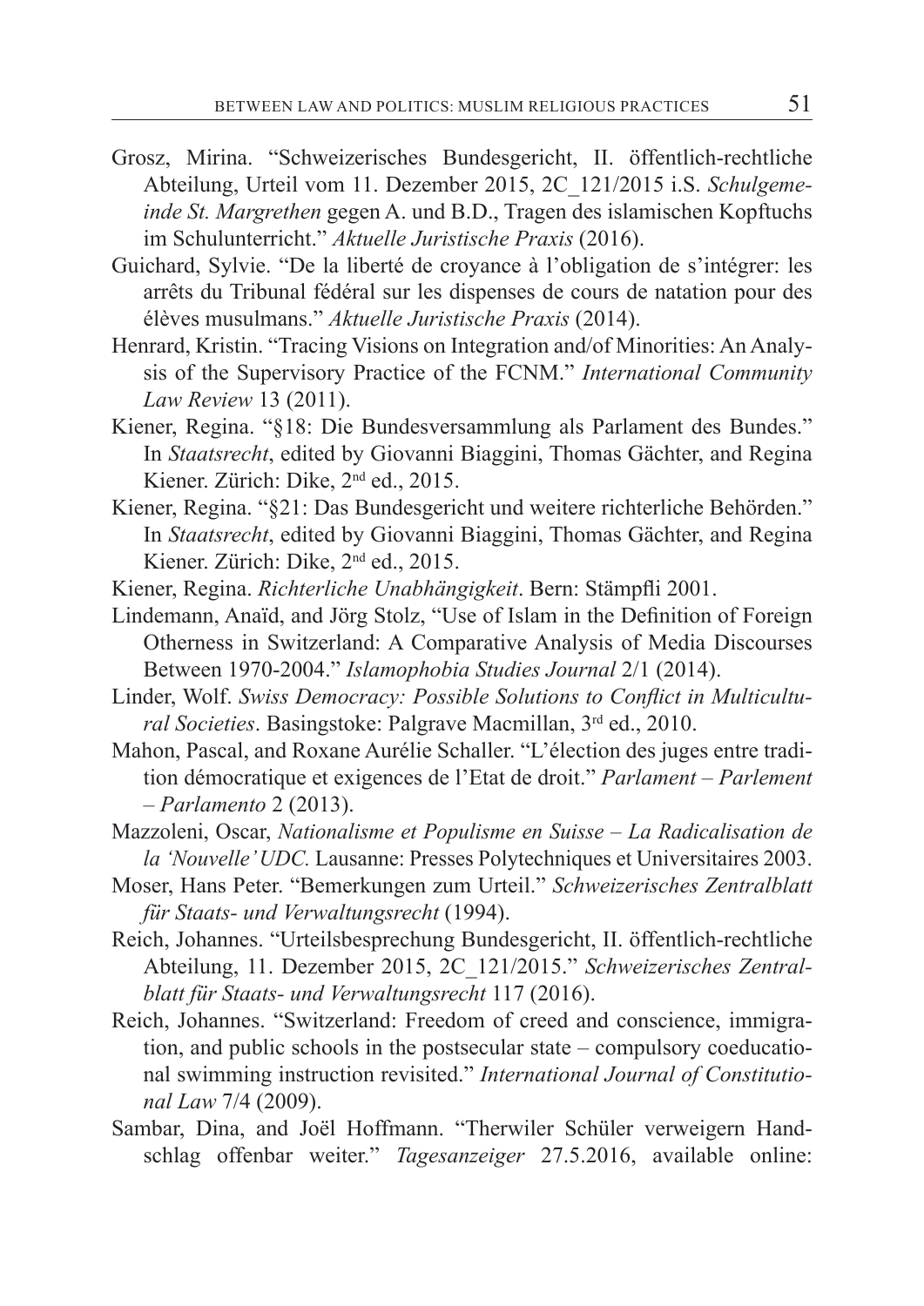Grosz, Mirina. "Schweizerisches Bundesgericht, II. öffentlich-rechtliche Abteilung, Urteil vom 11. Dezember 2015, 2C_121/2015 i.S. *Schulgemeinde St. Margrethen* gegen A. und B.D., Tragen des islamischen Kopftuchs im Schulunterricht." *Aktuelle Juristische Praxis* (2016).

Guichard, Sylvie. "De la liberté de croyance à l'obligation de s'intégrer: les arrêts du Tribunal fédéral sur les dispenses de cours de natation pour des élèves musulmans." *Aktuelle Juristische Praxis* (2014).

Henrard, Kristin. "Tracing Visions on Integration and/of Minorities: An Analysis of the Supervisory Practice of the FCNM." *International Community Law Review* 13 (2011).

Kiener, Regina. "§18: Die Bundesversammlung als Parlament des Bundes." In *Staatsrecht*, edited by Giovanni Biaggini, Thomas Gächter, and Regina Kiener. Zürich: Dike, 2nd ed., 2015.

Kiener, Regina. "§21: Das Bundesgericht und weitere richterliche Behörden." In *Staatsrecht*, edited by Giovanni Biaggini, Thomas Gächter, and Regina Kiener. Zürich: Dike, 2nd ed., 2015.

Kiener, Regina. *Richterliche Unabhängigkeit*. Bern: Stämpfli 2001.

Lindemann, Anaïd, and Jörg Stolz, "Use of Islam in the Definition of Foreign Otherness in Switzerland: A Comparative Analysis of Media Discourses Between 1970-2004." *Islamophobia Studies Journal* 2/1 (2014).

Linder, Wolf. *Swiss Democracy: Possible Solutions to Conflict in Multicultural Societies*. Basingstoke: Palgrave Macmillan, 3rd ed., 2010.

Mahon, Pascal, and Roxane Aurélie Schaller. "L'élection des juges entre tradition démocratique et exigences de l'Etat de droit." *Parlament – Parlement – Parlamento* 2 (2013).

Mazzoleni, Oscar, *Nationalisme et Populisme en Suisse – La Radicalisation de la 'Nouvelle' UDC.* Lausanne: Presses Polytechniques et Universitaires 2003.

Moser, Hans Peter. "Bemerkungen zum Urteil." *Schweizerisches Zentralblatt für Staats- und Verwaltungsrecht* (1994).

Reich, Johannes. "Urteilsbesprechung Bundesgericht, II. öffentlich-rechtliche Abteilung, 11. Dezember 2015, 2C_121/2015." *Schweizerisches Zentralblatt für Staats- und Verwaltungsrecht* 117 (2016).

Reich, Johannes. "Switzerland: Freedom of creed and conscience, immigration, and public schools in the postsecular state – compulsory coeducational swimming instruction revisited." *International Journal of Constitutional Law* 7/4 (2009).

Sambar, Dina, and Joël Hoffmann. "Therwiler Schüler verweigern Handschlag offenbar weiter." *Tagesanzeiger* 27.5.2016, available online: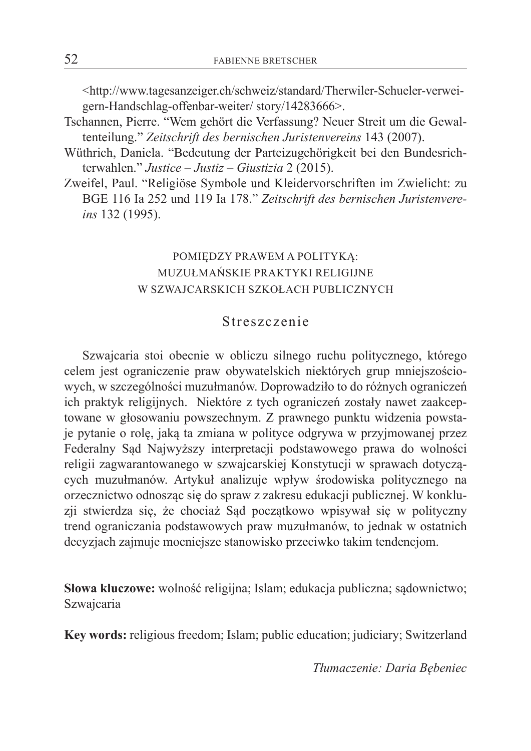<http://www.tagesanzeiger.ch/schweiz/standard/Therwiler-Schueler-verweigern-Handschlag-offenbar-weiter/ story/14283666>.

Tschannen, Pierre. "Wem gehört die Verfassung? Neuer Streit um die Gewaltenteilung." *Zeitschrift des bernischen Juristenvereins* 143 (2007).

Wüthrich, Daniela. "Bedeutung der Parteizugehörigkeit bei den Bundesrichterwahlen." *Justice – Justiz – Giustizia* 2 (2015).

Zweifel, Paul. "Religiöse Symbole und Kleidervorschriften im Zwielicht: zu BGE 116 Ia 252 und 119 Ia 178." *Zeitschrift des bernischen Juristenvereins* 132 (1995).

## POMIĘDZY PRAWEM A POLITYKĄ: MUZUŁMAŃSKIE PRAKTYKI RELIGIJNE W SZWAJCARSKICH SZKOŁACH PUBLICZNYCH

### Streszczenie

Szwajcaria stoi obecnie w obliczu silnego ruchu politycznego, którego celem jest ograniczenie praw obywatelskich niektórych grup mniejszościowych, w szczególności muzułmanów. Doprowadziło to do różnych ograniczeń ich praktyk religijnych. Niektóre z tych ograniczeń zostały nawet zaakceptowane w głosowaniu powszechnym. Z prawnego punktu widzenia powstaje pytanie o rolę, jaką ta zmiana w polityce odgrywa w przyjmowanej przez Federalny Sąd Najwyższy interpretacji podstawowego prawa do wolności religii zagwarantowanego w szwajcarskiej Konstytucji w sprawach dotyczących muzułmanów. Artykuł analizuje wpływ środowiska politycznego na orzecznictwo odnosząc się do spraw z zakresu edukacji publicznej. W konkluzji stwierdza się, że chociaż Sąd początkowo wpisywał się w polityczny trend ograniczania podstawowych praw muzułmanów, to jednak w ostatnich decyzjach zajmuje mocniejsze stanowisko przeciwko takim tendencjom.

**Słowa kluczowe:** wolność religijna; Islam; edukacja publiczna; sądownictwo; Szwajcaria

**Key words:** religious freedom; Islam; public education; judiciary; Switzerland

*Tłumaczenie: Daria Bębeniec*